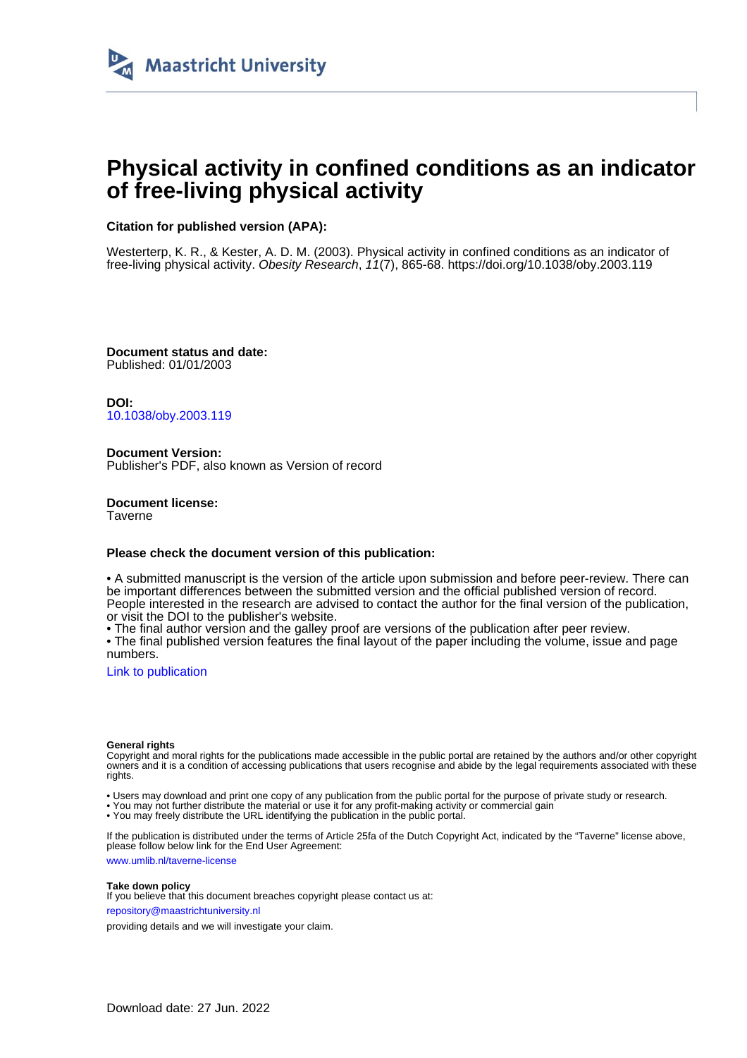Maastricht University

# Physical activity in confined conditions as an indicator of free-living physical activity

**Citation for published version (APA):**

Westerterp, K. R., & Kester, A. D. M. (2003). Physical activity in confined conditions as an indicator of free-living physical activity. *Obesity Research*, *11*(7), 865-68. https://doi.org/10.1038/oby.2003.119

**Document status and date:**
Published: 01/01/2003

**DOI:**
10.1038/oby.2003.119

**Document Version:**
Publisher's PDF, also known as Version of record

**Document license:**
Taverne

**Please check the document version of this publication:**

• A submitted manuscript is the version of the article upon submission and before peer-review. There can be important differences between the submitted version and the official published version of record. People interested in the research are advised to contact the author for the final version of the publication, or visit the DOI to the publisher's website.
• The final author version and the galley proof are versions of the publication after peer review.
• The final published version features the final layout of the paper including the volume, issue and page numbers.

Link to publication

**General rights**
Copyright and moral rights for the publications made accessible in the public portal are retained by the authors and/or other copyright owners and it is a condition of accessing publications that users recognise and abide by the legal requirements associated with these rights.

• Users may download and print one copy of any publication from the public portal for the purpose of private study or research.
• You may not further distribute the material or use it for any profit-making activity or commercial gain
• You may freely distribute the URL identifying the publication in the public portal.

If the publication is distributed under the terms of Article 25fa of the Dutch Copyright Act, indicated by the "Taverne" license above, please follow below link for the End User Agreement:

www.umlib.nl/taverne-license

**Take down policy**
If you believe that this document breaches copyright please contact us at:

repository@maastrichtuniversity.nl

providing details and we will investigate your claim.

Download date: 27 Jun. 2022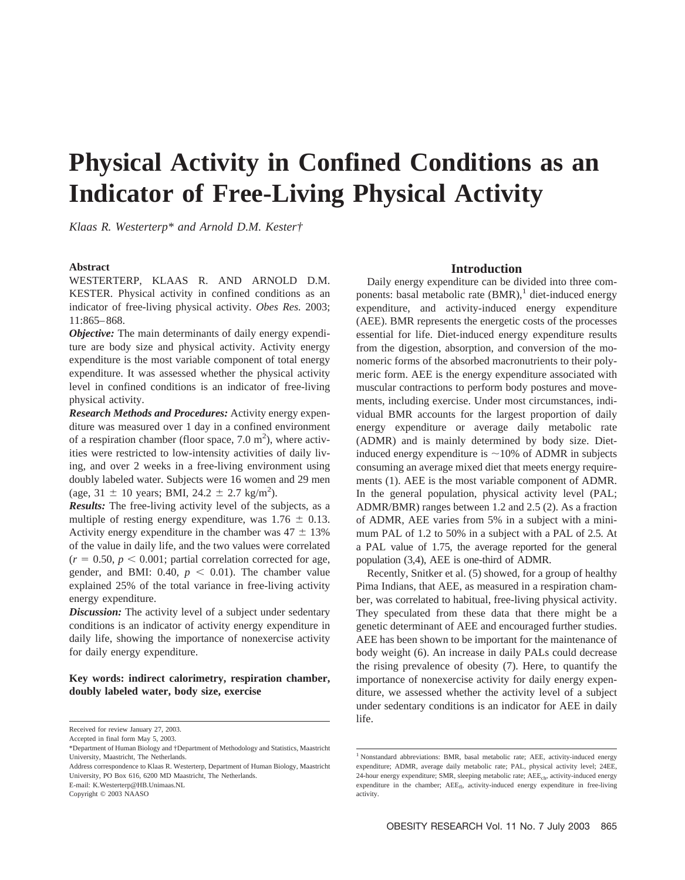# Physical Activity in Confined Conditions as an Indicator of Free-Living Physical Activity

*Klaas R. Westerterp\* and Arnold D.M. Kester†*

## Abstract

WESTERTERP, KLAAS R. AND ARNOLD D.M. KESTER. Physical activity in confined conditions as an indicator of free-living physical activity. *Obes Res.* 2003; 11:865–868.

***Objective:*** The main determinants of daily energy expenditure are body size and physical activity. Activity energy expenditure is the most variable component of total energy expenditure. It was assessed whether the physical activity level in confined conditions is an indicator of free-living physical activity.

***Research Methods and Procedures:*** Activity energy expenditure was measured over 1 day in a confined environment of a respiration chamber (floor space, 7.0 $m^2$), where activities were restricted to low-intensity activities of daily living, and over 2 weeks in a free-living environment using doubly labeled water. Subjects were 16 women and 29 men (age, 31 ± 10 years; BMI, 24.2 ± 2.7 kg/$m^2$).

***Results:*** The free-living activity level of the subjects, as a multiple of resting energy expenditure, was 1.76 ± 0.13. Activity energy expenditure in the chamber was 47 ± 13% of the value in daily life, and the two values were correlated ($r = 0.50$, $p < 0.001$; partial correlation corrected for age, gender, and BMI: 0.40, $p < 0.01$). The chamber value explained 25% of the total variance in free-living activity energy expenditure.

***Discussion:*** The activity level of a subject under sedentary conditions is an indicator of activity energy expenditure in daily life, showing the importance of nonexercise activity for daily energy expenditure.

**Key words: indirect calorimetry, respiration chamber, doubly labeled water, body size, exercise**

## Introduction

Daily energy expenditure can be divided into three components: basal metabolic rate (BMR),[1] diet-induced energy expenditure, and activity-induced energy expenditure (AEE). BMR represents the energetic costs of the processes essential for life. Diet-induced energy expenditure results from the digestion, absorption, and conversion of the monomeric forms of the absorbed macronutrients to their polymeric form. AEE is the energy expenditure associated with muscular contractions to perform body postures and movements, including exercise. Under most circumstances, individual BMR accounts for the largest proportion of daily energy expenditure or average daily metabolic rate (ADMR) and is mainly determined by body size. Diet-induced energy expenditure is ~10% of ADMR in subjects consuming an average mixed diet that meets energy requirements (1). AEE is the most variable component of ADMR. In the general population, physical activity level (PAL; ADMR/BMR) ranges between 1.2 and 2.5 (2). As a fraction of ADMR, AEE varies from 5% in a subject with a minimum PAL of 1.2 to 50% in a subject with a PAL of 2.5. At a PAL value of 1.75, the average reported for the general population (3,4), AEE is one-third of ADMR.

Recently, Snitker et al. (5) showed, for a group of healthy Pima Indians, that AEE, as measured in a respiration chamber, was correlated to habitual, free-living physical activity. They speculated from these data that there might be a genetic determinant of AEE and encouraged further studies. AEE has been shown to be important for the maintenance of body weight (6). An increase in daily PALs could decrease the rising prevalence of obesity (7). Here, to quantify the importance of nonexercise activity for daily energy expenditure, we assessed whether the activity level of a subject under sedentary conditions is an indicator for AEE in daily life.

Received for review January 27, 2003.
Accepted in final form May 5, 2003.
\*Department of Human Biology and †Department of Methodology and Statistics, Maastricht University, Maastricht, The Netherlands.
Address correspondence to Klaas R. Westerterp, Department of Human Biology, Maastricht University, PO Box 616, 6200 MD Maastricht, The Netherlands.
E-mail: K.Westerterp@HB.Unimaas.NL
Copyright © 2003 NAASO

[1] Nonstandard abbreviations: BMR, basal metabolic rate; AEE, activity-induced energy expenditure; ADMR, average daily metabolic rate; PAL, physical activity level; 24EE, 24-hour energy expenditure; SMR, sleeping metabolic rate; $AEE_{ch}$, activity-induced energy expenditure in the chamber; $AEE_{fl}$, activity-induced energy expenditure in free-living activity.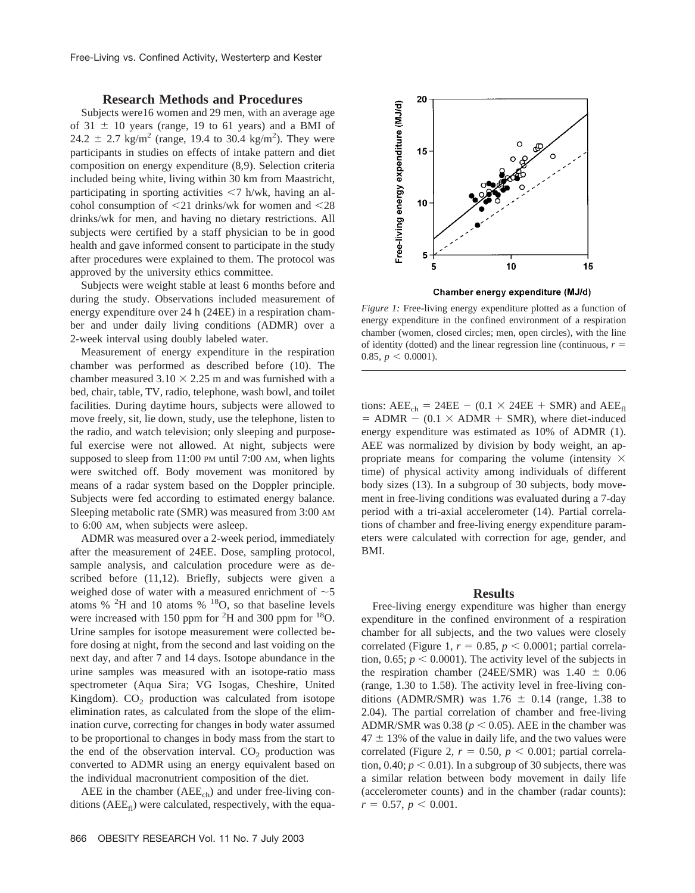## Research Methods and Procedures

Subjects were16 women and 29 men, with an average age of 31 ± 10 years (range, 19 to 61 years) and a BMI of 24.2 ± 2.7 kg/m$^2$ (range, 19.4 to 30.4 kg/m$^2$). They were participants in studies on effects of intake pattern and diet composition on energy expenditure (8,9). Selection criteria included being white, living within 30 km from Maastricht, participating in sporting activities <7 h/wk, having an alcohol consumption of <21 drinks/wk for women and <28 drinks/wk for men, and having no dietary restrictions. All subjects were certified by a staff physician to be in good health and gave informed consent to participate in the study after procedures were explained to them. The protocol was approved by the university ethics committee.

Subjects were weight stable at least 6 months before and during the study. Observations included measurement of energy expenditure over 24 h (24EE) in a respiration chamber and under daily living conditions (ADMR) over a 2-week interval using doubly labeled water.

Measurement of energy expenditure in the respiration chamber was performed as described before (10). The chamber measured 3.10 × 2.25 m and was furnished with a bed, chair, table, TV, radio, telephone, wash bowl, and toilet facilities. During daytime hours, subjects were allowed to move freely, sit, lie down, study, use the telephone, listen to the radio, and watch television; only sleeping and purposeful exercise were not allowed. At night, subjects were supposed to sleep from 11:00 PM until 7:00 AM, when lights were switched off. Body movement was monitored by means of a radar system based on the Doppler principle. Subjects were fed according to estimated energy balance. Sleeping metabolic rate (SMR) was measured from 3:00 AM to 6:00 AM, when subjects were asleep.

ADMR was measured over a 2-week period, immediately after the measurement of 24EE. Dose, sampling protocol, sample analysis, and calculation procedure were as described before (11,12). Briefly, subjects were given a weighed dose of water with a measured enrichment of ~5 atoms % $^2$H and 10 atoms % $^{18}$O, so that baseline levels were increased with 150 ppm for $^2$H and 300 ppm for $^{18}$O. Urine samples for isotope measurement were collected before dosing at night, from the second and last voiding on the next day, and after 7 and 14 days. Isotope abundance in the urine samples was measured with an isotope-ratio mass spectrometer (Aqua Sira; VG Isogas, Cheshire, United Kingdom). $CO_2$ production was calculated from isotope elimination rates, as calculated from the slope of the elimination curve, correcting for changes in body water assumed to be proportional to changes in body mass from the start to the end of the observation interval. $CO_2$ production was converted to ADMR using an energy equivalent based on the individual macronutrient composition of the diet.

AEE in the chamber ($AEE_{ch}$) and under free-living conditions ($AEE_{fl}$) were calculated, respectively, with the equations: $AEE_{ch} = 24EE - (0.1 \times 24EE + SMR)$ and $AEE_{fl} = ADMR - (0.1 \times ADMR + SMR)$, where diet-induced energy expenditure was estimated as 10% of ADMR (1). AEE was normalized by division by body weight, an appropriate means for comparing the volume (intensity × time) of physical activity among individuals of different body sizes (13). In a subgroup of 30 subjects, body movement in free-living conditions was evaluated during a 7-day period with a tri-axial accelerometer (14). Partial correlations of chamber and free-living energy expenditure parameters were calculated with correction for age, gender, and BMI.

*Figure 1:* Free-living energy expenditure plotted as a function of energy expenditure in the confined environment of a respiration chamber (women, closed circles; men, open circles), with the line of identity (dotted) and the linear regression line (continuous, $r = 0.85$, $p < 0.0001$).

## Results

Free-living energy expenditure was higher than energy expenditure in the confined environment of a respiration chamber for all subjects, and the two values were closely correlated (Figure 1, $r = 0.85$, $p < 0.0001$; partial correlation, 0.65; $p < 0.0001$). The activity level of the subjects in the respiration chamber (24EE/SMR) was 1.40 ± 0.06 (range, 1.30 to 1.58). The activity level in free-living conditions (ADMR/SMR) was 1.76 ± 0.14 (range, 1.38 to 2.04). The partial correlation of chamber and free-living ADMR/SMR was 0.38 ($p < 0.05$). AEE in the chamber was 47 ± 13% of the value in daily life, and the two values were correlated (Figure 2, $r = 0.50$, $p < 0.001$; partial correlation, 0.40; $p < 0.01$). In a subgroup of 30 subjects, there was a similar relation between body movement in daily life (accelerometer counts) and in the chamber (radar counts): $r = 0.57$, $p < 0.001$.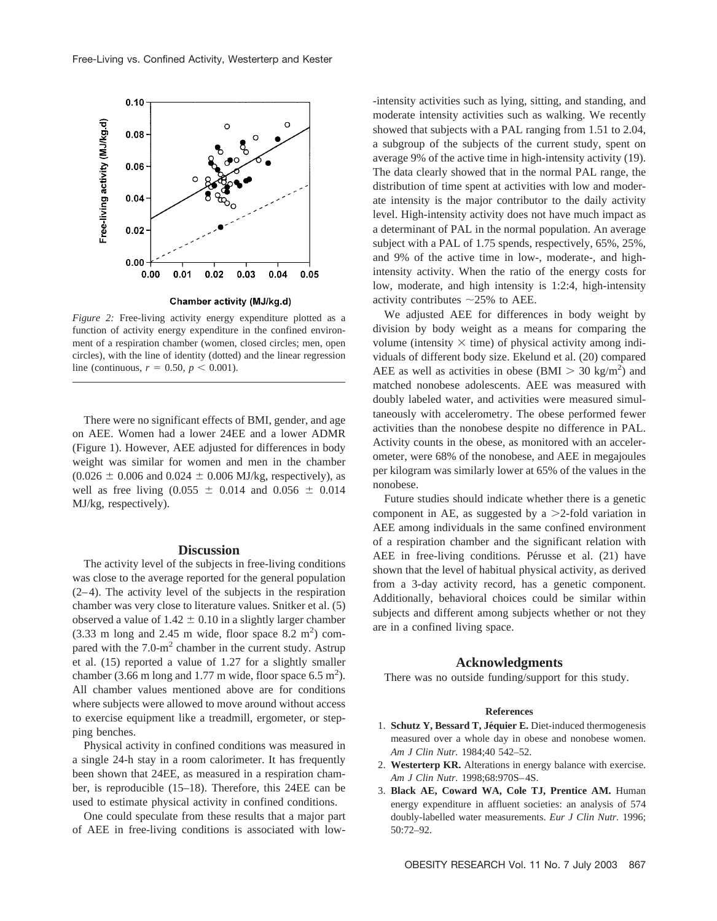*Figure 2:* Free-living activity energy expenditure plotted as a function of activity energy expenditure in the confined environment of a respiration chamber (women, closed circles; men, open circles), with the line of identity (dotted) and the linear regression line (continuous, $r = 0.50$, $p < 0.001$).

There were no significant effects of BMI, gender, and age on AEE. Women had a lower 24EE and a lower ADMR (Figure 1). However, AEE adjusted for differences in body weight was similar for women and men in the chamber ($0.026 \pm 0.006$ and $0.024 \pm 0.006$ MJ/kg, respectively), as well as free living ($0.055 \pm 0.014$ and $0.056 \pm 0.014$ MJ/kg, respectively).

## Discussion

The activity level of the subjects in free-living conditions was close to the average reported for the general population (2–4). The activity level of the subjects in the respiration chamber was very close to literature values. Snitker et al. (5) observed a value of $1.42 \pm 0.10$ in a slightly larger chamber (3.33 m long and 2.45 m wide, floor space 8.2 $m^2$) compared with the 7.0-$m^2$ chamber in the current study. Astrup et al. (15) reported a value of 1.27 for a slightly smaller chamber (3.66 m long and 1.77 m wide, floor space 6.5 $m^2$). All chamber values mentioned above are for conditions where subjects were allowed to move around without access to exercise equipment like a treadmill, ergometer, or stepping benches.

Physical activity in confined conditions was measured in a single 24-h stay in a room calorimeter. It has frequently been shown that 24EE, as measured in a respiration chamber, is reproducible (15–18). Therefore, this 24EE can be used to estimate physical activity in confined conditions.

One could speculate from these results that a major part of AEE in free-living conditions is associated with low-intensity activities such as lying, sitting, and standing, and moderate intensity activities such as walking. We recently showed that subjects with a PAL ranging from 1.51 to 2.04, a subgroup of the subjects of the current study, spent on average 9% of the active time in high-intensity activity (19). The data clearly showed that in the normal PAL range, the distribution of time spent at activities with low and moderate intensity is the major contributor to the daily activity level. High-intensity activity does not have much impact as a determinant of PAL in the normal population. An average subject with a PAL of 1.75 spends, respectively, 65%, 25%, and 9% of the active time in low-, moderate-, and high-intensity activity. When the ratio of the energy costs for low, moderate, and high intensity is 1:2:4, high-intensity activity contributes ~25% to AEE.

We adjusted AEE for differences in body weight by division by body weight as a means for comparing the volume (intensity × time) of physical activity among individuals of different body size. Ekelund et al. (20) compared AEE as well as activities in obese (BMI $> 30$ kg/$m^2$) and matched nonobese adolescents. AEE was measured with doubly labeled water, and activities were measured simultaneously with accelerometry. The obese performed fewer activities than the nonobese despite no difference in PAL. Activity counts in the obese, as monitored with an accelerometer, were 68% of the nonobese, and AEE in megajoules per kilogram was similarly lower at 65% of the values in the nonobese.

Future studies should indicate whether there is a genetic component in AE, as suggested by a >2-fold variation in AEE among individuals in the same confined environment of a respiration chamber and the significant relation with AEE in free-living conditions. Pérusse et al. (21) have shown that the level of habitual physical activity, as derived from a 3-day activity record, has a genetic component. Additionally, behavioral choices could be similar within subjects and different among subjects whether or not they are in a confined living space.

## Acknowledgments

There was no outside funding/support for this study.

### References

1. **Schutz Y, Bessard T, Jéquier E.** Diet-induced thermogenesis measured over a whole day in obese and nonobese women. *Am J Clin Nutr.* 1984;40 542–52.
2. **Westerterp KR.** Alterations in energy balance with exercise. *Am J Clin Nutr.* 1998;68:970S–4S.
3. **Black AE, Coward WA, Cole TJ, Prentice AM.** Human energy expenditure in affluent societies: an analysis of 574 doubly-labelled water measurements. *Eur J Clin Nutr.* 1996; 50:72–92.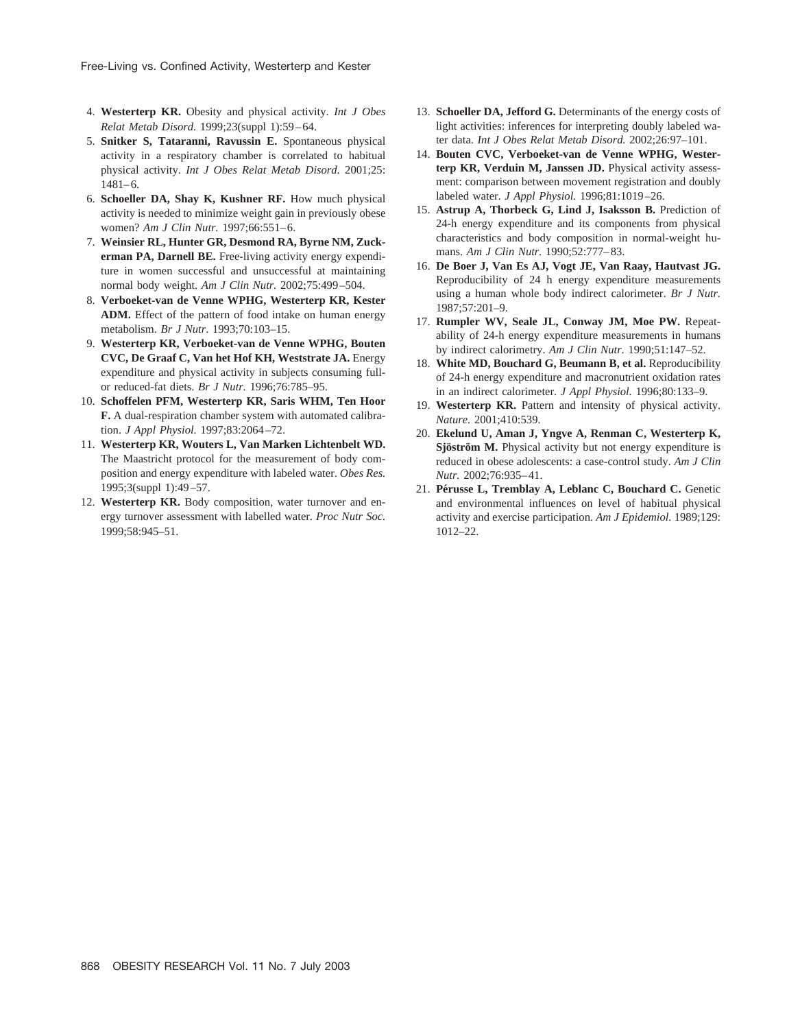4. **Westerterp KR.** Obesity and physical activity. *Int J Obes Relat Metab Disord.* 1999;23(suppl 1):59–64.
5. **Snitker S, Tataranni, Ravussin E.** Spontaneous physical activity in a respiratory chamber is correlated to habitual physical activity. *Int J Obes Relat Metab Disord.* 2001;25:1481–6.
6. **Schoeller DA, Shay K, Kushner RF.** How much physical activity is needed to minimize weight gain in previously obese women? *Am J Clin Nutr.* 1997;66:551–6.
7. **Weinsier RL, Hunter GR, Desmond RA, Byrne NM, Zuckerman PA, Darnell BE.** Free-living activity energy expenditure in women successful and unsuccessful at maintaining normal body weight. *Am J Clin Nutr.* 2002;75:499–504.
8. **Verboeket-van de Venne WPHG, Westerterp KR, Kester ADM.** Effect of the pattern of food intake on human energy metabolism. *Br J Nutr.* 1993;70:103–15.
9. **Westerterp KR, Verboeket-van de Venne WPHG, Bouten CVC, De Graaf C, Van het Hof KH, Weststrate JA.** Energy expenditure and physical activity in subjects consuming full- or reduced-fat diets. *Br J Nutr.* 1996;76:785–95.
10. **Schoffelen PFM, Westerterp KR, Saris WHM, Ten Hoor F.** A dual-respiration chamber system with automated calibration. *J Appl Physiol.* 1997;83:2064–72.
11. **Westerterp KR, Wouters L, Van Marken Lichtenbelt WD.** The Maastricht protocol for the measurement of body composition and energy expenditure with labeled water. *Obes Res.* 1995;3(suppl 1):49–57.
12. **Westerterp KR.** Body composition, water turnover and energy turnover assessment with labelled water. *Proc Nutr Soc.* 1999;58:945–51.
13. **Schoeller DA, Jefford G.** Determinants of the energy costs of light activities: inferences for interpreting doubly labeled water data. *Int J Obes Relat Metab Disord.* 2002;26:97–101.
14. **Bouten CVC, Verboeket-van de Venne WPHG, Westerterp KR, Verduin M, Janssen JD.** Physical activity assessment: comparison between movement registration and doubly labeled water. *J Appl Physiol.* 1996;81:1019–26.
15. **Astrup A, Thorbeck G, Lind J, Isaksson B.** Prediction of 24-h energy expenditure and its components from physical characteristics and body composition in normal-weight humans. *Am J Clin Nutr.* 1990;52:777–83.
16. **De Boer J, Van Es AJ, Vogt JE, Van Raay, Hautvast JG.** Reproducibility of 24 h energy expenditure measurements using a human whole body indirect calorimeter. *Br J Nutr.* 1987;57:201–9.
17. **Rumpler WV, Seale JL, Conway JM, Moe PW.** Repeatability of 24-h energy expenditure measurements in humans by indirect calorimetry. *Am J Clin Nutr.* 1990;51:147–52.
18. **White MD, Bouchard G, Beumann B, et al.** Reproducibility of 24-h energy expenditure and macronutrient oxidation rates in an indirect calorimeter. *J Appl Physiol.* 1996;80:133–9.
19. **Westerterp KR.** Pattern and intensity of physical activity. *Nature.* 2001;410:539.
20. **Ekelund U, Aman J, Yngve A, Renman C, Westerterp K, Sjöström M.** Physical activity but not energy expenditure is reduced in obese adolescents: a case-control study. *Am J Clin Nutr.* 2002;76:935–41.
21. **Pérusse L, Tremblay A, Leblanc C, Bouchard C.** Genetic and environmental influences on level of habitual physical activity and exercise participation. *Am J Epidemiol.* 1989;129:1012–22.